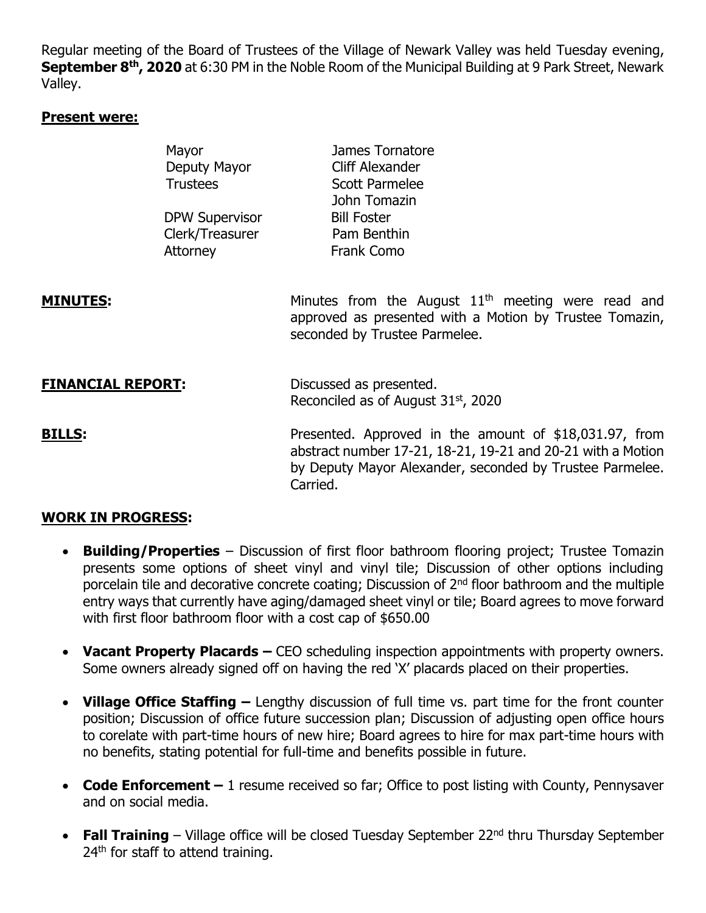Regular meeting of the Board of Trustees of the Village of Newark Valley was held Tuesday evening, **September 8th, 2020** at 6:30 PM in the Noble Room of the Municipal Building at 9 Park Street, Newark Valley.

**Present were:**

| | |
|---|---|
| Mayor | James Tornatore |
| Deputy Mayor | Cliff Alexander |
| Trustees | Scott Parmelee |
| | John Tomazin |
| DPW Supervisor | Bill Foster |
| Clerk/Treasurer | Pam Benthin |
| Attorney | Frank Como |

**MINUTES:** Minutes from the August 11th meeting were read and approved as presented with a Motion by Trustee Tomazin, seconded by Trustee Parmelee.

**FINANCIAL REPORT:** Discussed as presented. Reconciled as of August 31st, 2020

**BILLS:** Presented. Approved in the amount of $18,031.97, from abstract number 17-21, 18-21, 19-21 and 20-21 with a Motion by Deputy Mayor Alexander, seconded by Trustee Parmelee. Carried.

**WORK IN PROGRESS:**

- **Building/Properties** – Discussion of first floor bathroom flooring project; Trustee Tomazin presents some options of sheet vinyl and vinyl tile; Discussion of other options including porcelain tile and decorative concrete coating; Discussion of 2nd floor bathroom and the multiple entry ways that currently have aging/damaged sheet vinyl or tile; Board agrees to move forward with first floor bathroom floor with a cost cap of $650.00
- **Vacant Property Placards –** CEO scheduling inspection appointments with property owners. Some owners already signed off on having the red 'X' placards placed on their properties.
- **Village Office Staffing –** Lengthy discussion of full time vs. part time for the front counter position; Discussion of office future succession plan; Discussion of adjusting open office hours to corelate with part-time hours of new hire; Board agrees to hire for max part-time hours with no benefits, stating potential for full-time and benefits possible in future.
- **Code Enforcement –** 1 resume received so far; Office to post listing with County, Pennysaver and on social media.
- **Fall Training** – Village office will be closed Tuesday September 22nd thru Thursday September 24th for staff to attend training.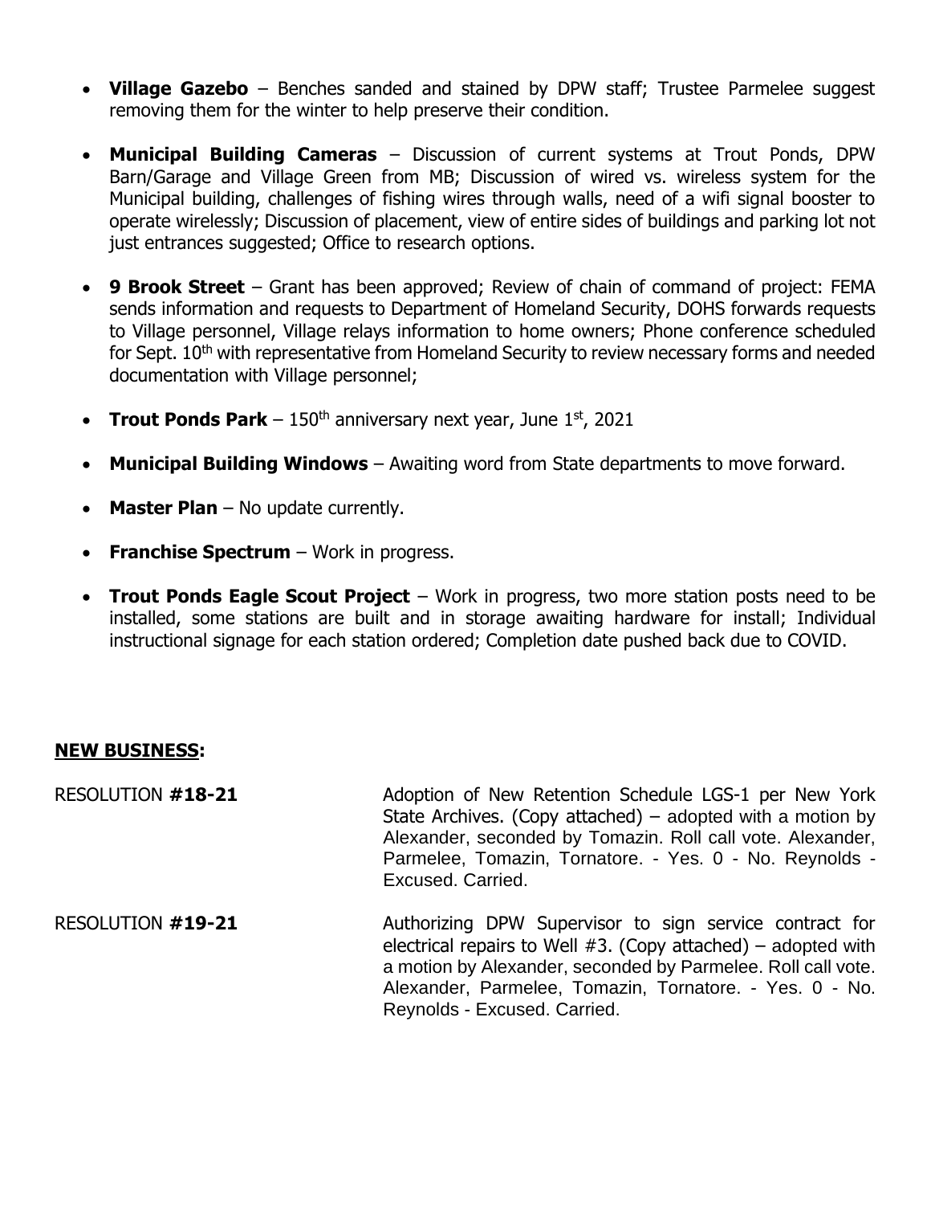- **Village Gazebo** – Benches sanded and stained by DPW staff; Trustee Parmelee suggest removing them for the winter to help preserve their condition.

- **Municipal Building Cameras** – Discussion of current systems at Trout Ponds, DPW Barn/Garage and Village Green from MB; Discussion of wired vs. wireless system for the Municipal building, challenges of fishing wires through walls, need of a wifi signal booster to operate wirelessly; Discussion of placement, view of entire sides of buildings and parking lot not just entrances suggested; Office to research options.

- **9 Brook Street** – Grant has been approved; Review of chain of command of project: FEMA sends information and requests to Department of Homeland Security, DOHS forwards requests to Village personnel, Village relays information to home owners; Phone conference scheduled for Sept. 10th with representative from Homeland Security to review necessary forms and needed documentation with Village personnel;

- **Trout Ponds Park** – 150th anniversary next year, June 1st, 2021

- **Municipal Building Windows** – Awaiting word from State departments to move forward.

- **Master Plan** – No update currently.

- **Franchise Spectrum** – Work in progress.

- **Trout Ponds Eagle Scout Project** – Work in progress, two more station posts need to be installed, some stations are built and in storage awaiting hardware for install; Individual instructional signage for each station ordered; Completion date pushed back due to COVID.

**NEW BUSINESS:**

RESOLUTION **#18-21** Adoption of New Retention Schedule LGS-1 per New York State Archives. (Copy attached) – adopted with a motion by Alexander, seconded by Tomazin. Roll call vote. Alexander, Parmelee, Tomazin, Tornatore. - Yes. 0 - No. Reynolds - Excused. Carried.

RESOLUTION **#19-21** Authorizing DPW Supervisor to sign service contract for electrical repairs to Well #3. (Copy attached) – adopted with a motion by Alexander, seconded by Parmelee. Roll call vote. Alexander, Parmelee, Tomazin, Tornatore. - Yes. 0 - No. Reynolds - Excused. Carried.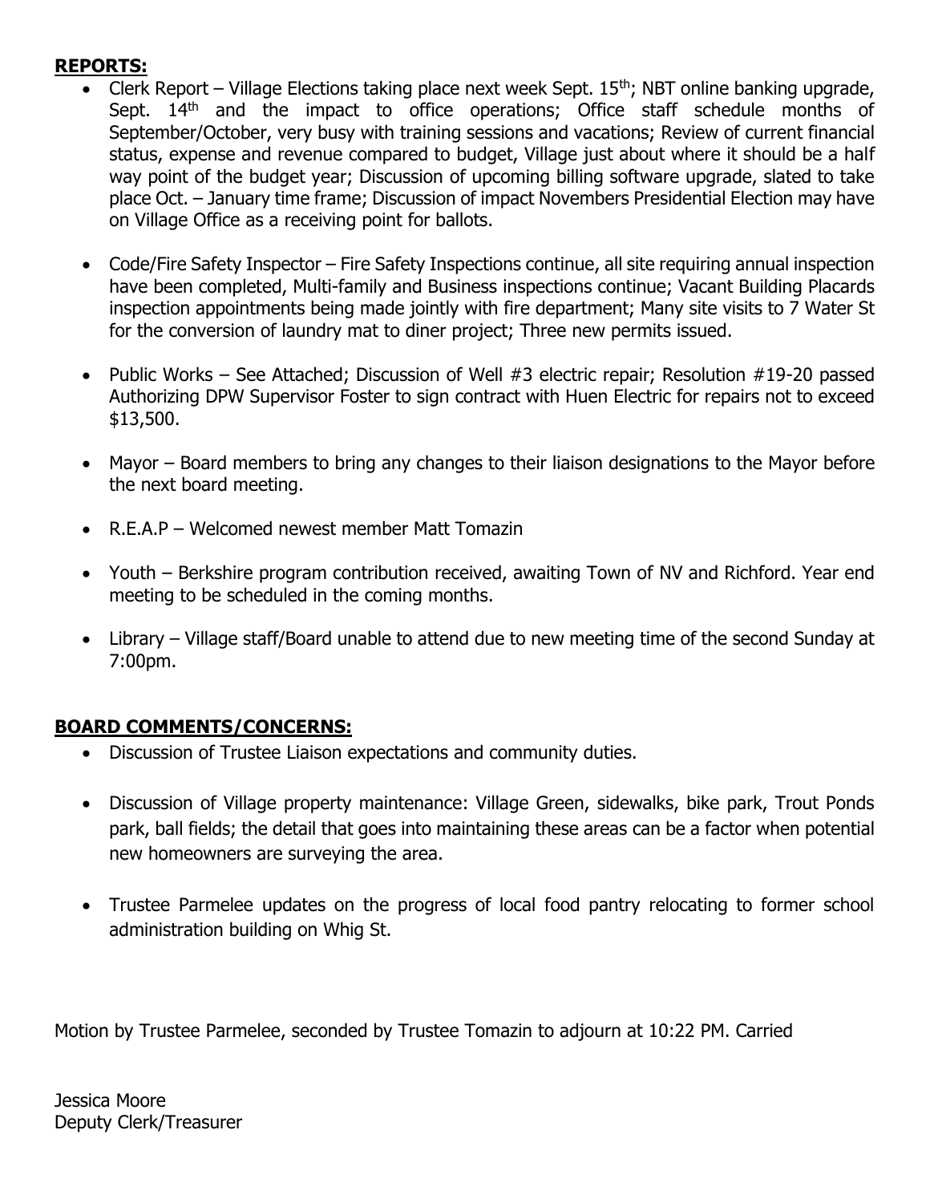## **REPORTS:**

- Clerk Report – Village Elections taking place next week Sept. 15th; NBT online banking upgrade, Sept. 14th and the impact to office operations; Office staff schedule months of September/October, very busy with training sessions and vacations; Review of current financial status, expense and revenue compared to budget, Village just about where it should be a half way point of the budget year; Discussion of upcoming billing software upgrade, slated to take place Oct. – January time frame; Discussion of impact Novembers Presidential Election may have on Village Office as a receiving point for ballots.

- Code/Fire Safety Inspector – Fire Safety Inspections continue, all site requiring annual inspection have been completed, Multi-family and Business inspections continue; Vacant Building Placards inspection appointments being made jointly with fire department; Many site visits to 7 Water St for the conversion of laundry mat to diner project; Three new permits issued.

- Public Works – See Attached; Discussion of Well #3 electric repair; Resolution #19-20 passed Authorizing DPW Supervisor Foster to sign contract with Huen Electric for repairs not to exceed $13,500.

- Mayor – Board members to bring any changes to their liaison designations to the Mayor before the next board meeting.

- R.E.A.P – Welcomed newest member Matt Tomazin

- Youth – Berkshire program contribution received, awaiting Town of NV and Richford. Year end meeting to be scheduled in the coming months.

- Library – Village staff/Board unable to attend due to new meeting time of the second Sunday at 7:00pm.

## **BOARD COMMENTS/CONCERNS:**

- Discussion of Trustee Liaison expectations and community duties.

- Discussion of Village property maintenance: Village Green, sidewalks, bike park, Trout Ponds park, ball fields; the detail that goes into maintaining these areas can be a factor when potential new homeowners are surveying the area.

- Trustee Parmelee updates on the progress of local food pantry relocating to former school administration building on Whig St.

Motion by Trustee Parmelee, seconded by Trustee Tomazin to adjourn at 10:22 PM. Carried

Jessica Moore
Deputy Clerk/Treasurer